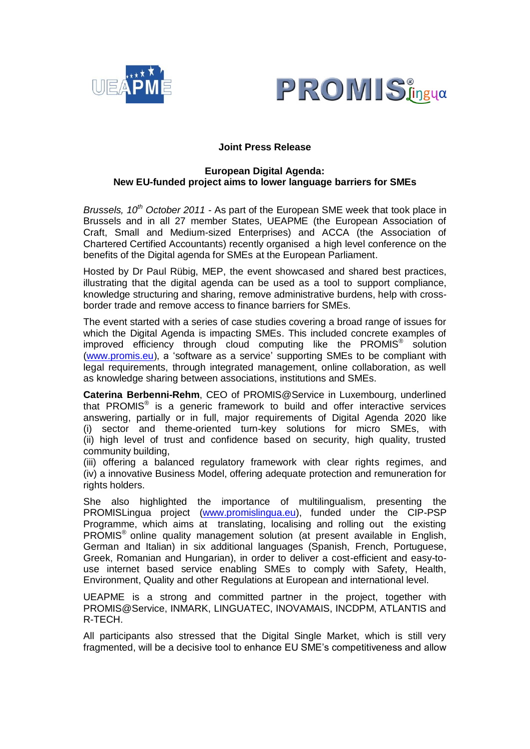**Joint Press Release**

**European Digital Agenda:**
**New EU-funded project aims to lower language barriers for SMEs**

*Brussels, 10th October 2011* - As part of the European SME week that took place in Brussels and in all 27 member States, UEAPME (the European Association of Craft, Small and Medium-sized Enterprises) and ACCA (the Association of Chartered Certified Accountants) recently organised a high level conference on the benefits of the Digital agenda for SMEs at the European Parliament.

Hosted by Dr Paul Rübig, MEP, the event showcased and shared best practices, illustrating that the digital agenda can be used as a tool to support compliance, knowledge structuring and sharing, remove administrative burdens, help with cross-border trade and remove access to finance barriers for SMEs.

The event started with a series of case studies covering a broad range of issues for which the Digital Agenda is impacting SMEs. This included concrete examples of improved efficiency through cloud computing like the PROMIS® solution (www.promis.eu), a 'software as a service' supporting SMEs to be compliant with legal requirements, through integrated management, online collaboration, as well as knowledge sharing between associations, institutions and SMEs.

**Caterina Berbenni-Rehm**, CEO of PROMIS@Service in Luxembourg, underlined that PROMIS® is a generic framework to build and offer interactive services answering, partially or in full, major requirements of Digital Agenda 2020 like (i) sector and theme-oriented turn-key solutions for micro SMEs, with (ii) high level of trust and confidence based on security, high quality, trusted community building,
(iii) offering a balanced regulatory framework with clear rights regimes, and
(iv) a innovative Business Model, offering adequate protection and remuneration for rights holders.

She also highlighted the importance of multilingualism, presenting the PROMISLingua project (www.promislingua.eu), funded under the CIP-PSP Programme, which aims at translating, localising and rolling out the existing PROMIS® online quality management solution (at present available in English, German and Italian) in six additional languages (Spanish, French, Portuguese, Greek, Romanian and Hungarian), in order to deliver a cost-efficient and easy-to-use internet based service enabling SMEs to comply with Safety, Health, Environment, Quality and other Regulations at European and international level.

UEAPME is a strong and committed partner in the project, together with PROMIS@Service, INMARK, LINGUATEC, INOVAMAIS, INCDPM, ATLANTIS and R-TECH.

All participants also stressed that the Digital Single Market, which is still very fragmented, will be a decisive tool to enhance EU SME's competitiveness and allow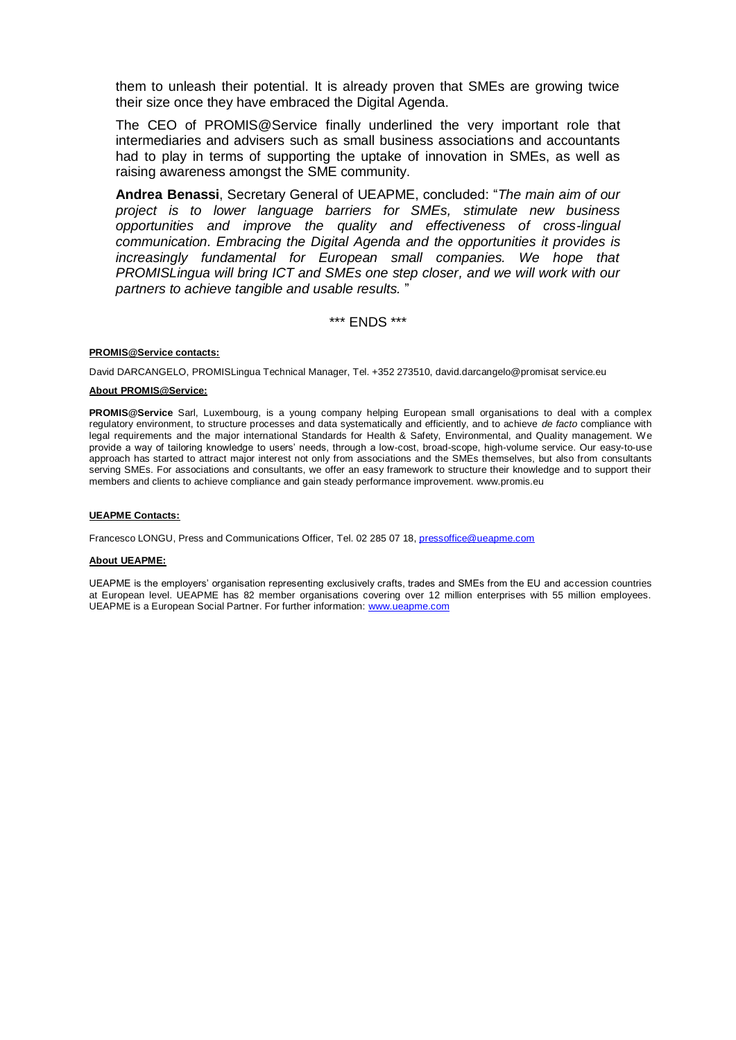them to unleash their potential. It is already proven that SMEs are growing twice their size once they have embraced the Digital Agenda.

The CEO of PROMIS@Service finally underlined the very important role that intermediaries and advisers such as small business associations and accountants had to play in terms of supporting the uptake of innovation in SMEs, as well as raising awareness amongst the SME community.

**Andrea Benassi**, Secretary General of UEAPME, concluded: "*The main aim of our project is to lower language barriers for SMEs, stimulate new business opportunities and improve the quality and effectiveness of cross-lingual communication. Embracing the Digital Agenda and the opportunities it provides is increasingly fundamental for European small companies. We hope that PROMISLingua will bring ICT and SMEs one step closer, and we will work with our partners to achieve tangible and usable results.* "

*** ENDS ***

**PROMIS@Service contacts:**

David DARCANGELO, PROMISLingua Technical Manager, Tel. +352 273510, david.darcangelo@promisat service.eu

**About PROMIS@Service:**

**PROMIS@Service** Sarl, Luxembourg, is a young company helping European small organisations to deal with a complex regulatory environment, to structure processes and data systematically and efficiently, and to achieve *de facto* compliance with legal requirements and the major international Standards for Health & Safety, Environmental, and Quality management. We provide a way of tailoring knowledge to users' needs, through a low-cost, broad-scope, high-volume service. Our easy-to-use approach has started to attract major interest not only from associations and the SMEs themselves, but also from consultants serving SMEs. For associations and consultants, we offer an easy framework to structure their knowledge and to support their members and clients to achieve compliance and gain steady performance improvement. www.promis.eu

**UEAPME Contacts:**

Francesco LONGU, Press and Communications Officer, Tel. 02 285 07 18, pressoffice@ueapme.com

**About UEAPME:**

UEAPME is the employers' organisation representing exclusively crafts, trades and SMEs from the EU and accession countries at European level. UEAPME has 82 member organisations covering over 12 million enterprises with 55 million employees. UEAPME is a European Social Partner. For further information: www.ueapme.com